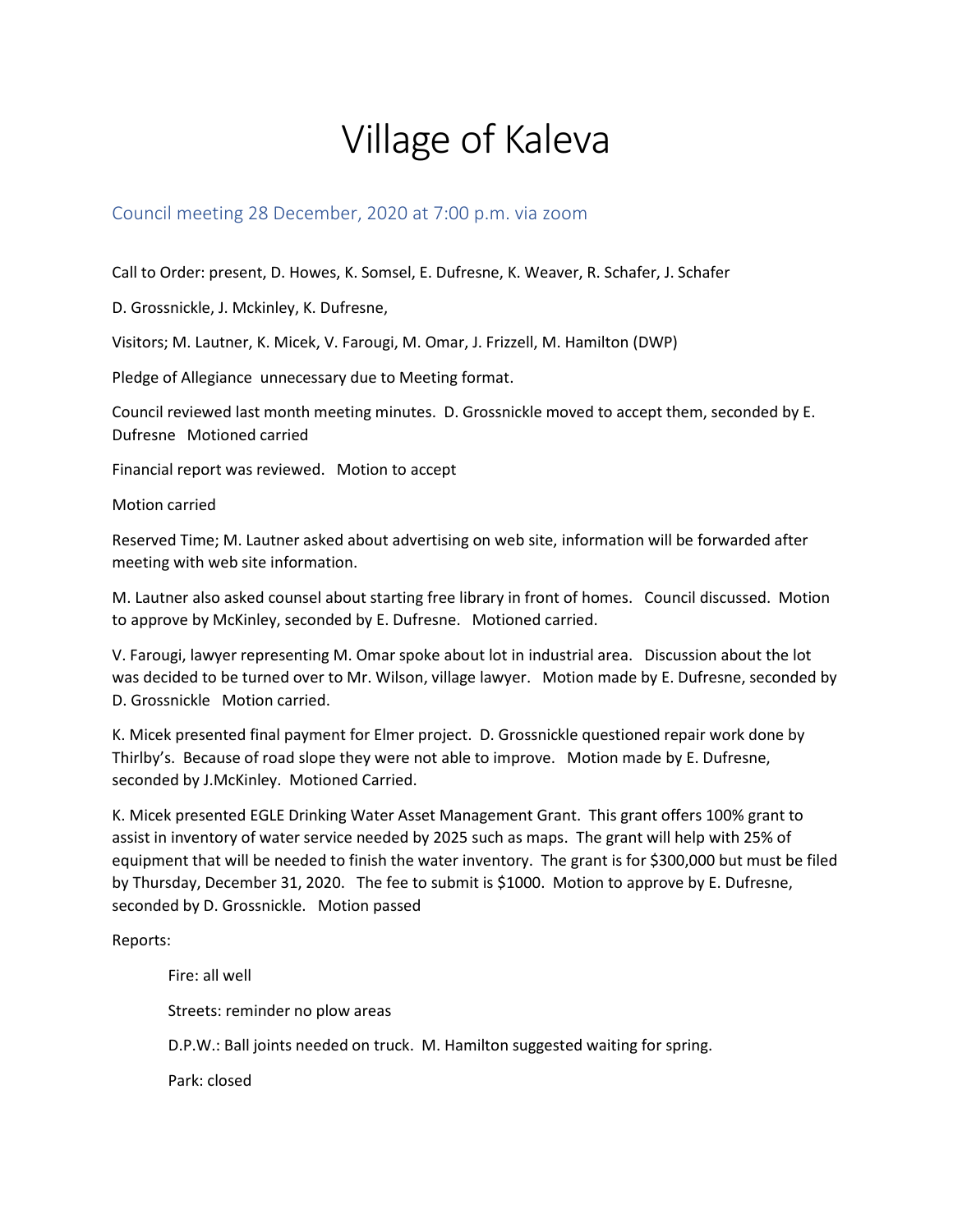# Village of Kaleva

## Council meeting 28 December, 2020 at 7:00 p.m. via zoom

Call to Order: present, D. Howes, K. Somsel, E. Dufresne, K. Weaver, R. Schafer, J. Schafer

D. Grossnickle, J. Mckinley, K. Dufresne,

Visitors; M. Lautner, K. Micek, V. Farougi, M. Omar, J. Frizzell, M. Hamilton (DWP)

Pledge of Allegiance unnecessary due to Meeting format.

Council reviewed last month meeting minutes. D. Grossnickle moved to accept them, seconded by E. Dufresne Motioned carried

Financial report was reviewed. Motion to accept

Motion carried

Reserved Time; M. Lautner asked about advertising on web site, information will be forwarded after meeting with web site information.

M. Lautner also asked counsel about starting free library in front of homes. Council discussed. Motion to approve by McKinley, seconded by E. Dufresne. Motioned carried.

V. Farougi, lawyer representing M. Omar spoke about lot in industrial area. Discussion about the lot was decided to be turned over to Mr. Wilson, village lawyer. Motion made by E. Dufresne, seconded by D. Grossnickle Motion carried.

K. Micek presented final payment for Elmer project. D. Grossnickle questioned repair work done by Thirlby's. Because of road slope they were not able to improve. Motion made by E. Dufresne, seconded by J.McKinley. Motioned Carried.

K. Micek presented EGLE Drinking Water Asset Management Grant. This grant offers 100% grant to assist in inventory of water service needed by 2025 such as maps. The grant will help with 25% of equipment that will be needed to finish the water inventory. The grant is for $300,000 but must be filed by Thursday, December 31, 2020. The fee to submit is $1000. Motion to approve by E. Dufresne, seconded by D. Grossnickle. Motion passed

Reports:

Fire: all well

Streets: reminder no plow areas

D.P.W.: Ball joints needed on truck. M. Hamilton suggested waiting for spring.

Park: closed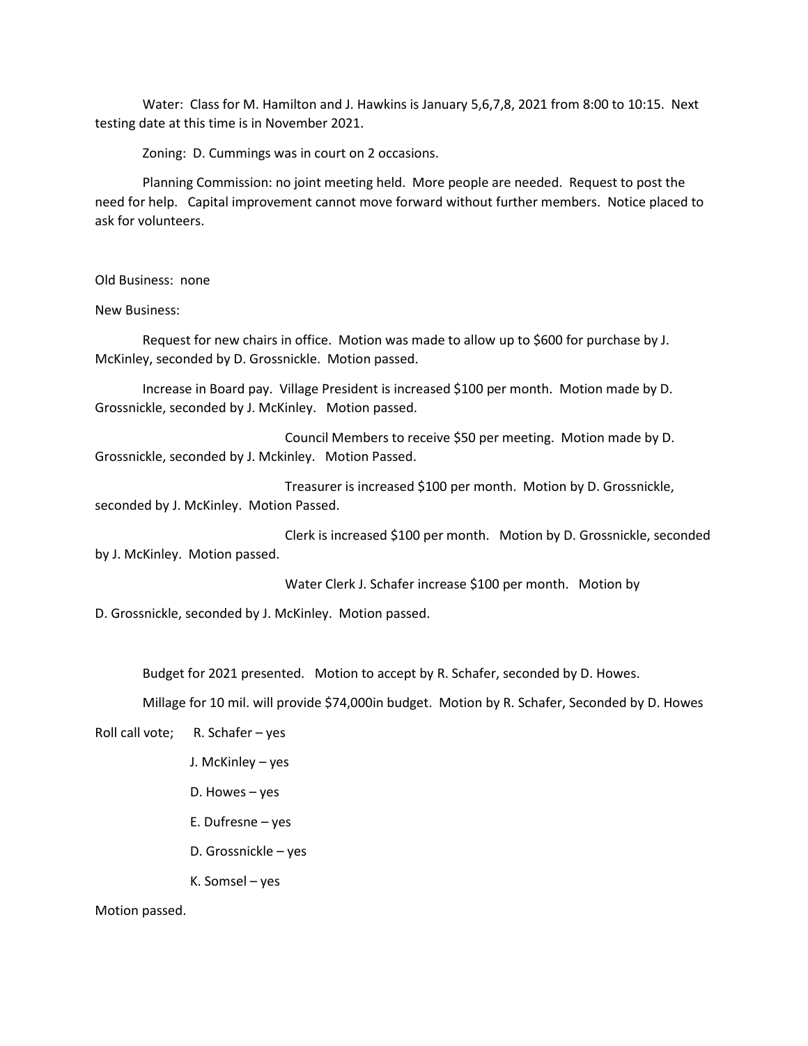Water: Class for M. Hamilton and J. Hawkins is January 5,6,7,8, 2021 from 8:00 to 10:15. Next testing date at this time is in November 2021.

Zoning: D. Cummings was in court on 2 occasions.

Planning Commission: no joint meeting held. More people are needed. Request to post the need for help. Capital improvement cannot move forward without further members. Notice placed to ask for volunteers.

Old Business: none

New Business:

Request for new chairs in office. Motion was made to allow up to $600 for purchase by J. McKinley, seconded by D. Grossnickle. Motion passed.

Increase in Board pay. Village President is increased $100 per month. Motion made by D. Grossnickle, seconded by J. McKinley. Motion passed.

Council Members to receive $50 per meeting. Motion made by D. Grossnickle, seconded by J. Mckinley. Motion Passed.

Treasurer is increased $100 per month. Motion by D. Grossnickle, seconded by J. McKinley. Motion Passed.

Clerk is increased $100 per month. Motion by D. Grossnickle, seconded by J. McKinley. Motion passed.

Water Clerk J. Schafer increase $100 per month. Motion by D. Grossnickle, seconded by J. McKinley. Motion passed.

Budget for 2021 presented. Motion to accept by R. Schafer, seconded by D. Howes.

Millage for 10 mil. will provide $74,000in budget. Motion by R. Schafer, Seconded by D. Howes

Roll call vote;
- R. Schafer – yes
- J. McKinley – yes
- D. Howes – yes
- E. Dufresne – yes
- D. Grossnickle – yes
- K. Somsel – yes

Motion passed.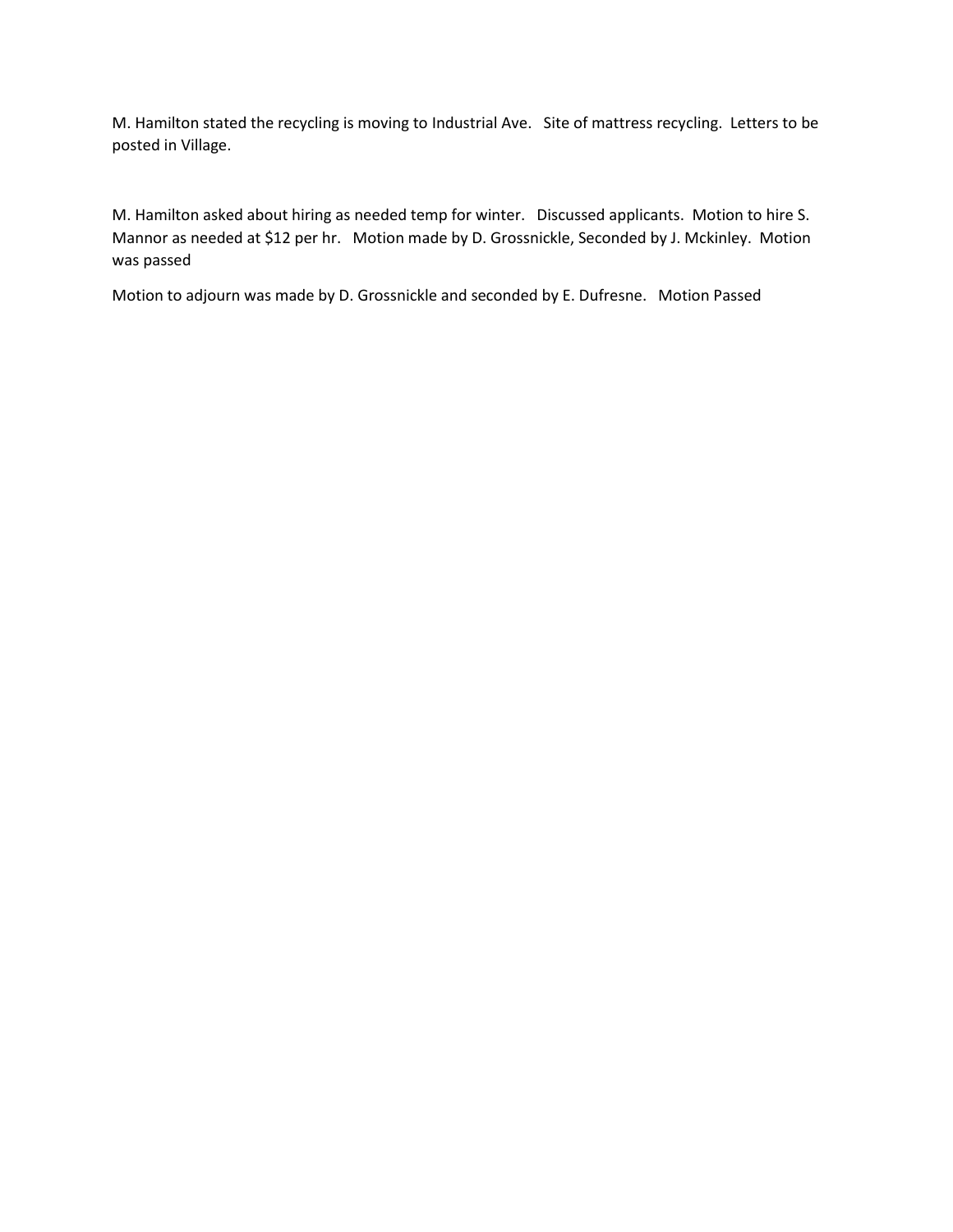M. Hamilton stated the recycling is moving to Industrial Ave. Site of mattress recycling. Letters to be posted in Village.

M. Hamilton asked about hiring as needed temp for winter. Discussed applicants. Motion to hire S. Mannor as needed at $12 per hr. Motion made by D. Grossnickle, Seconded by J. Mckinley. Motion was passed

Motion to adjourn was made by D. Grossnickle and seconded by E. Dufresne. Motion Passed